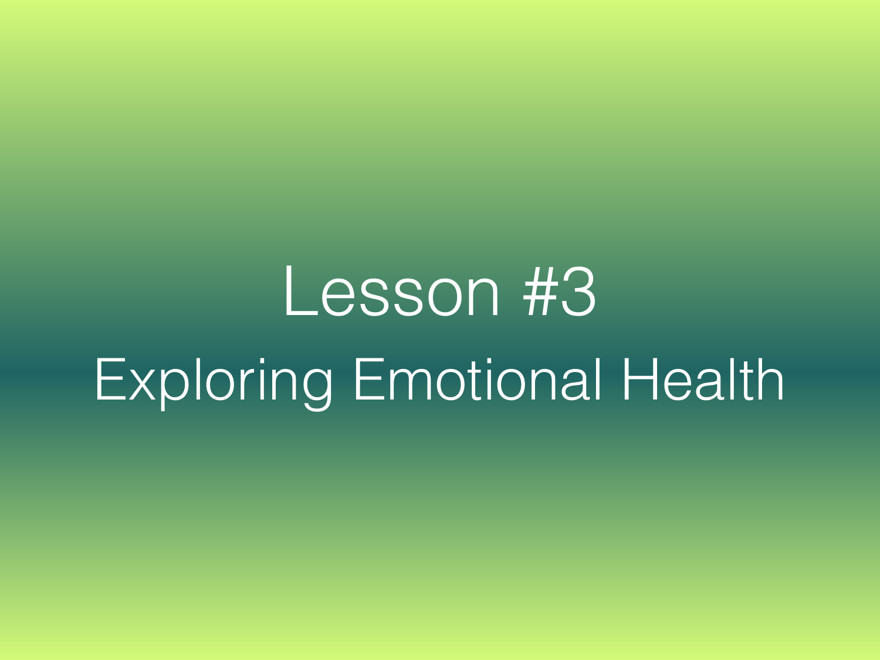# Lesson #3

## Exploring Emotional Health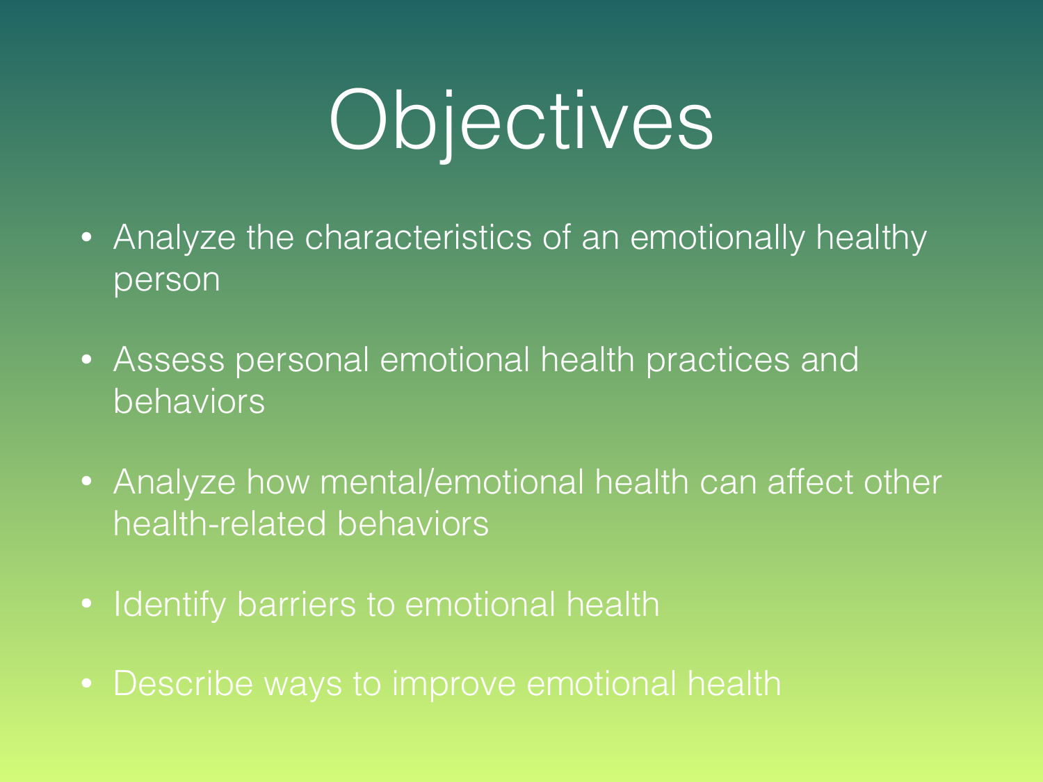# Objectives

- Analyze the characteristics of an emotionally healthy person
- Assess personal emotional health practices and behaviors
- Analyze how mental/emotional health can affect other health-related behaviors
- Identify barriers to emotional health
- Describe ways to improve emotional health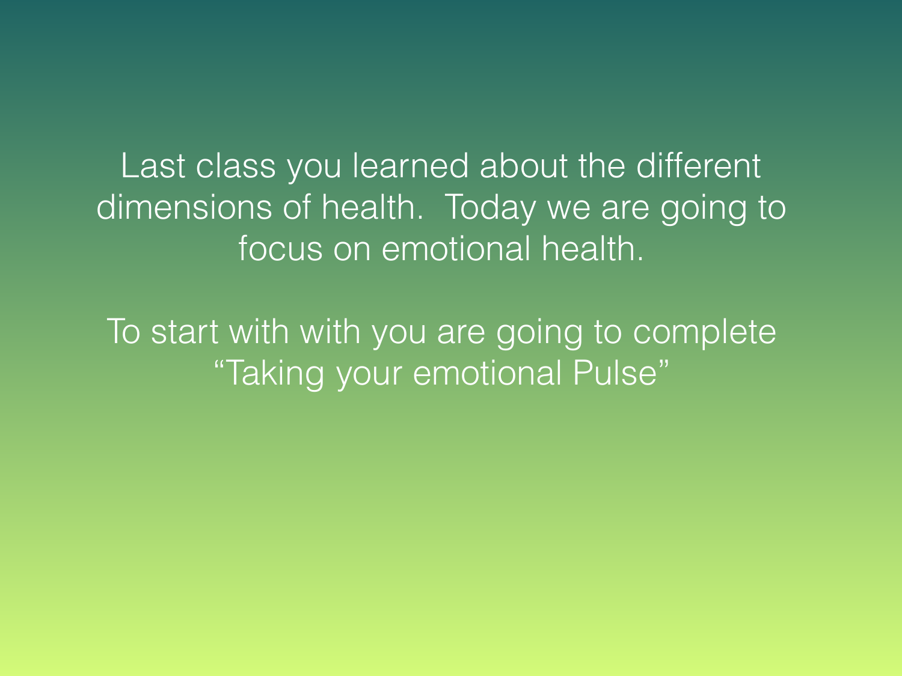Last class you learned about the different dimensions of health. Today we are going to focus on emotional health.

To start with with you are going to complete "Taking your emotional Pulse"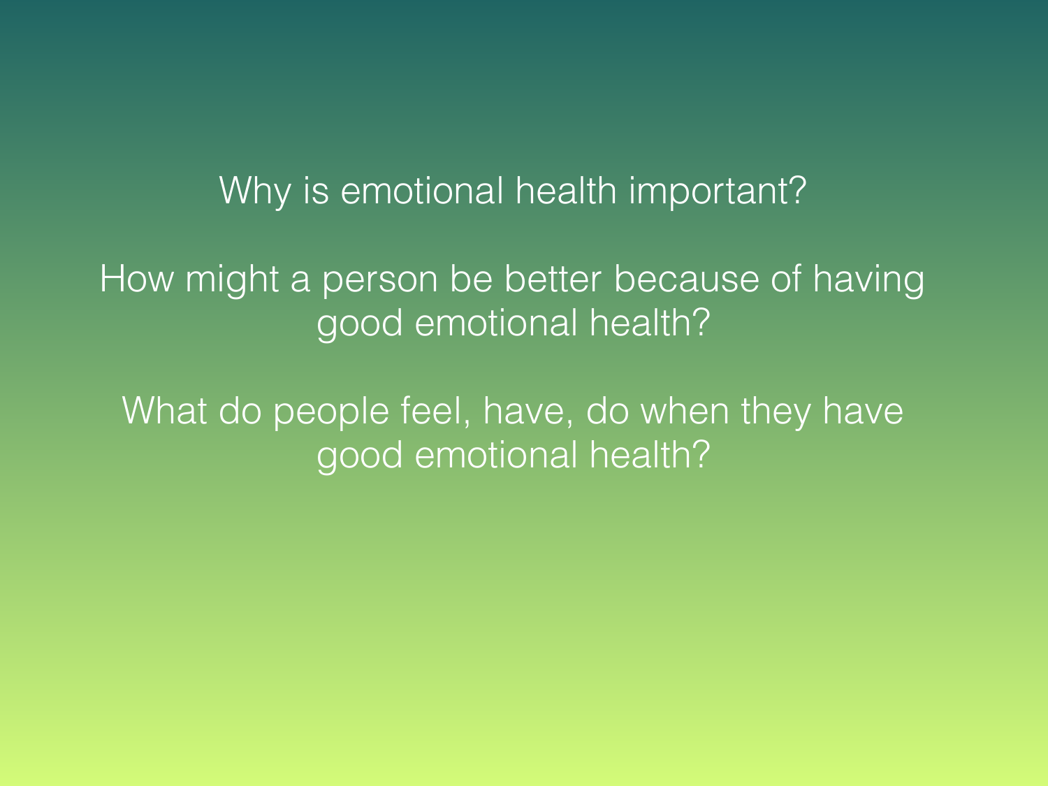Why is emotional health important?

How might a person be better because of having good emotional health?

What do people feel, have, do when they have good emotional health?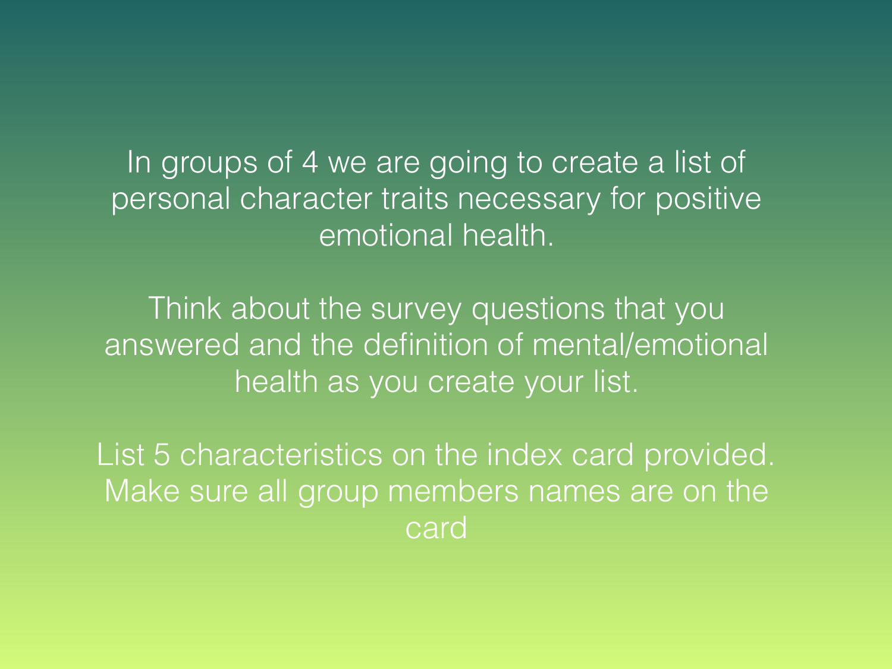In groups of 4 we are going to create a list of personal character traits necessary for positive emotional health.

Think about the survey questions that you answered and the definition of mental/emotional health as you create your list.

List 5 characteristics on the index card provided. Make sure all group members names are on the card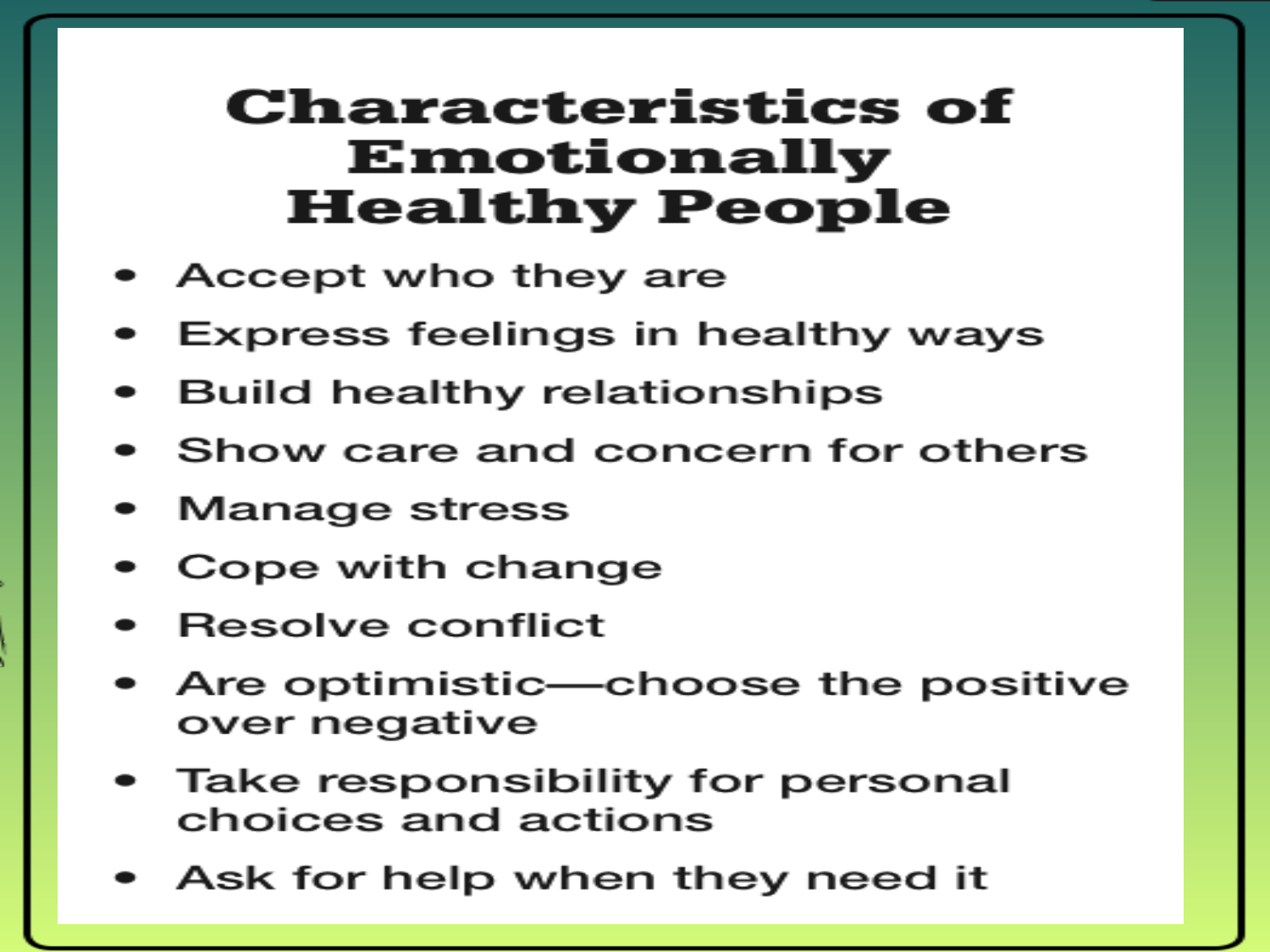# Characteristics of Emotionally Healthy People

- Accept who they are
- Express feelings in healthy ways
- Build healthy relationships
- Show care and concern for others
- Manage stress
- Cope with change
- Resolve conflict
- Are optimistic—choose the positive over negative
- Take responsibility for personal choices and actions
- Ask for help when they need it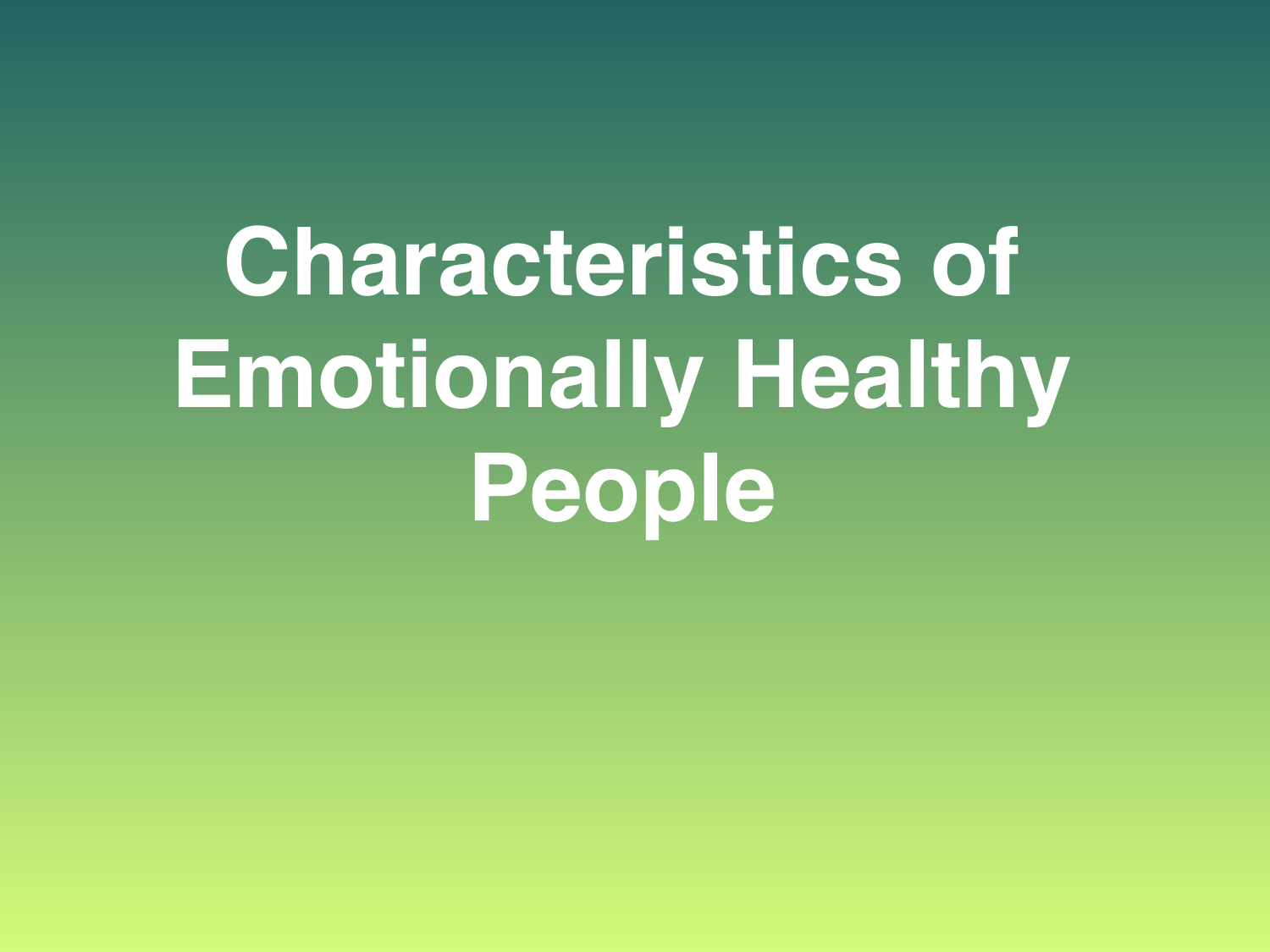# Characteristics of Emotionally Healthy People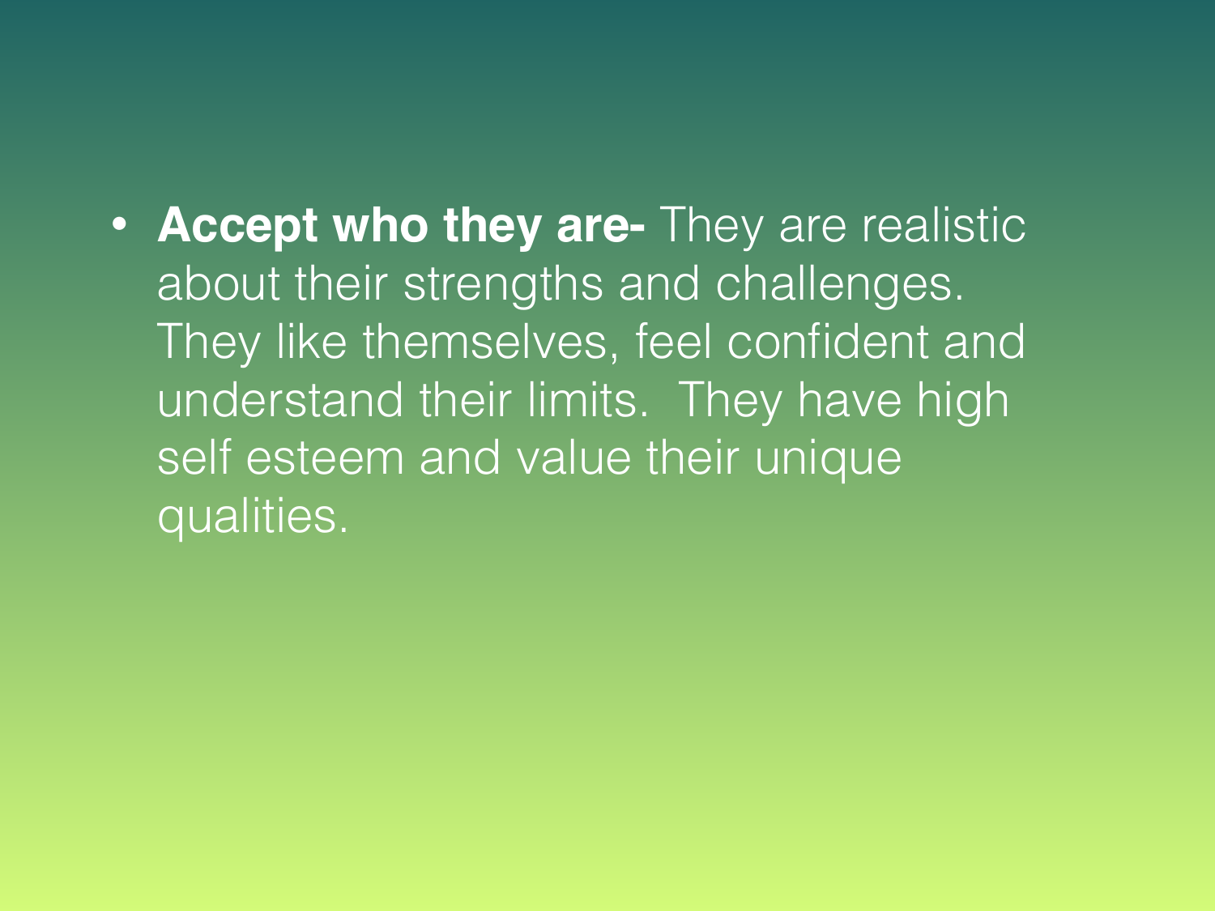- **Accept who they are-** They are realistic about their strengths and challenges. They like themselves, feel confident and understand their limits. They have high self esteem and value their unique qualities.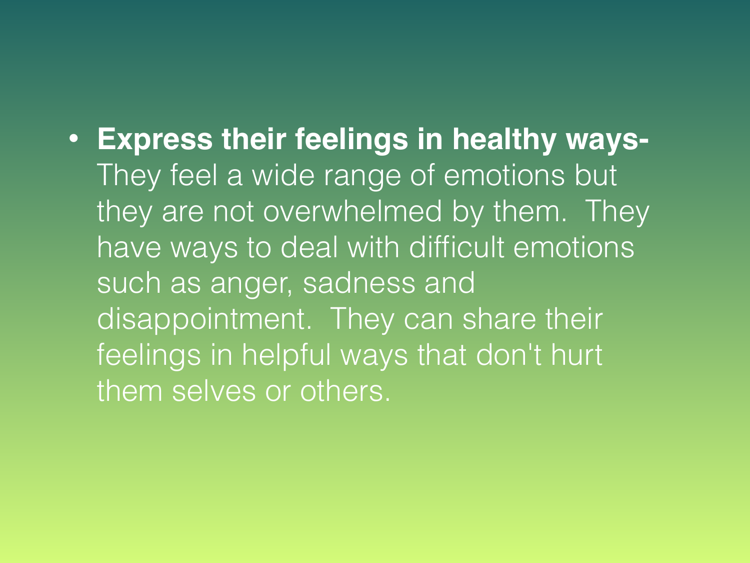- **Express their feelings in healthy ways-** They feel a wide range of emotions but they are not overwhelmed by them. They have ways to deal with difficult emotions such as anger, sadness and disappointment. They can share their feelings in helpful ways that don't hurt them selves or others.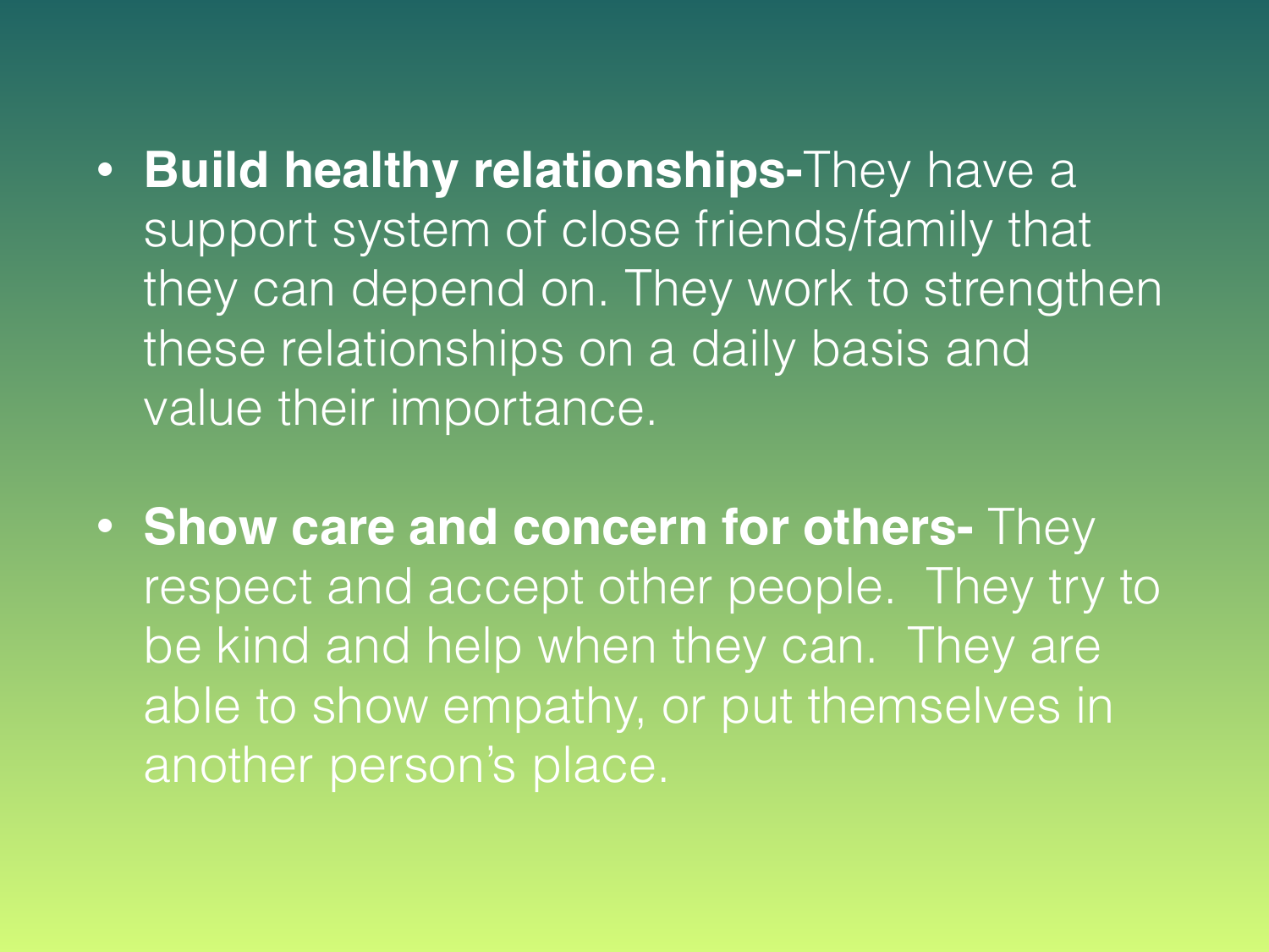- **Build healthy relationships-**They have a support system of close friends/family that they can depend on. They work to strengthen these relationships on a daily basis and value their importance.

- **Show care and concern for others-** They respect and accept other people.  They try to be kind and help when they can.  They are able to show empathy, or put themselves in another person's place.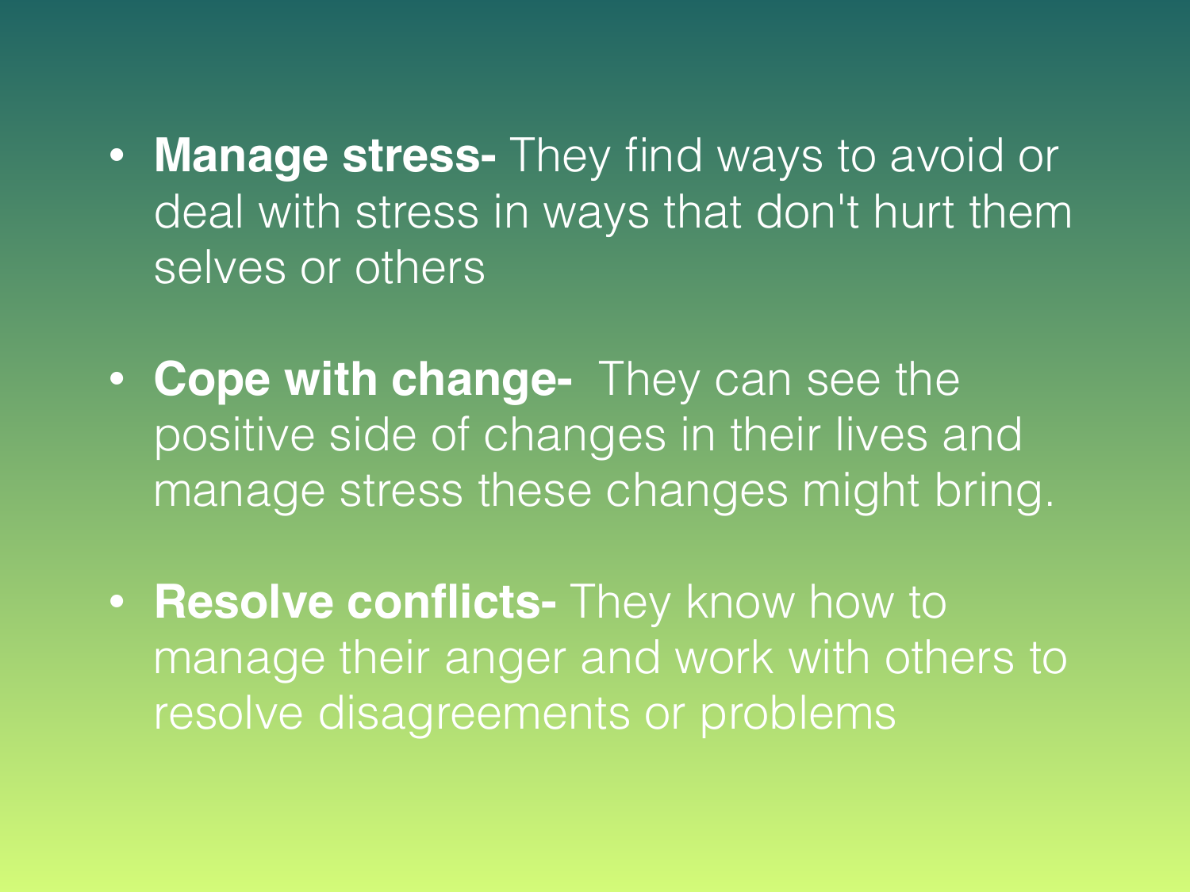- **Manage stress-** They find ways to avoid or deal with stress in ways that don't hurt them selves or others

- **Cope with change-** They can see the positive side of changes in their lives and manage stress these changes might bring.

- **Resolve conflicts-** They know how to manage their anger and work with others to resolve disagreements or problems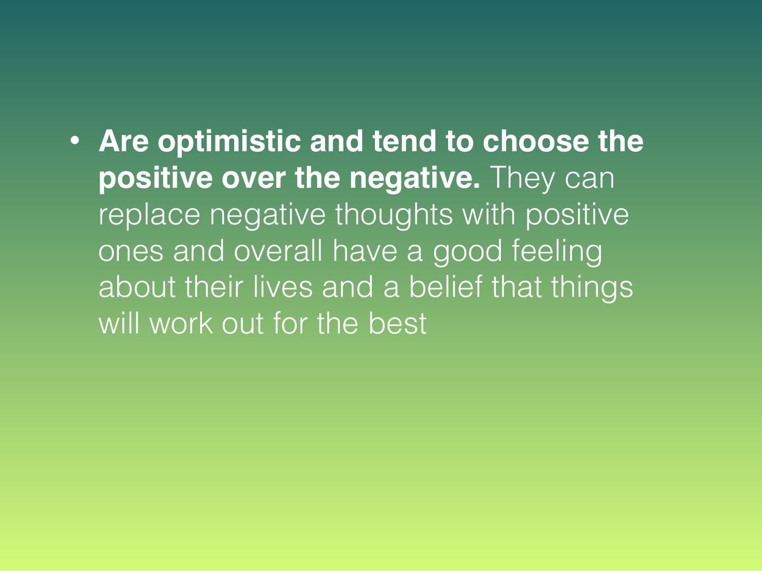- **Are optimistic and tend to choose the positive over the negative.** They can replace negative thoughts with positive ones and overall have a good feeling about their lives and a belief that things will work out for the best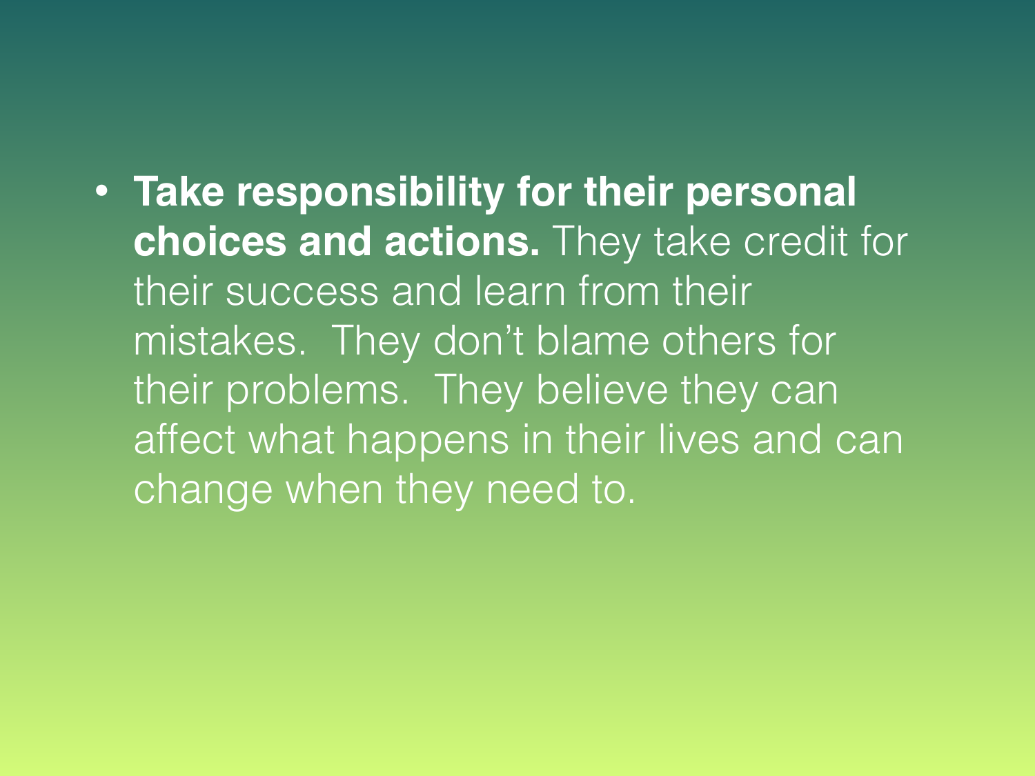- **Take responsibility for their personal choices and actions.** They take credit for their success and learn from their mistakes. They don't blame others for their problems. They believe they can affect what happens in their lives and can change when they need to.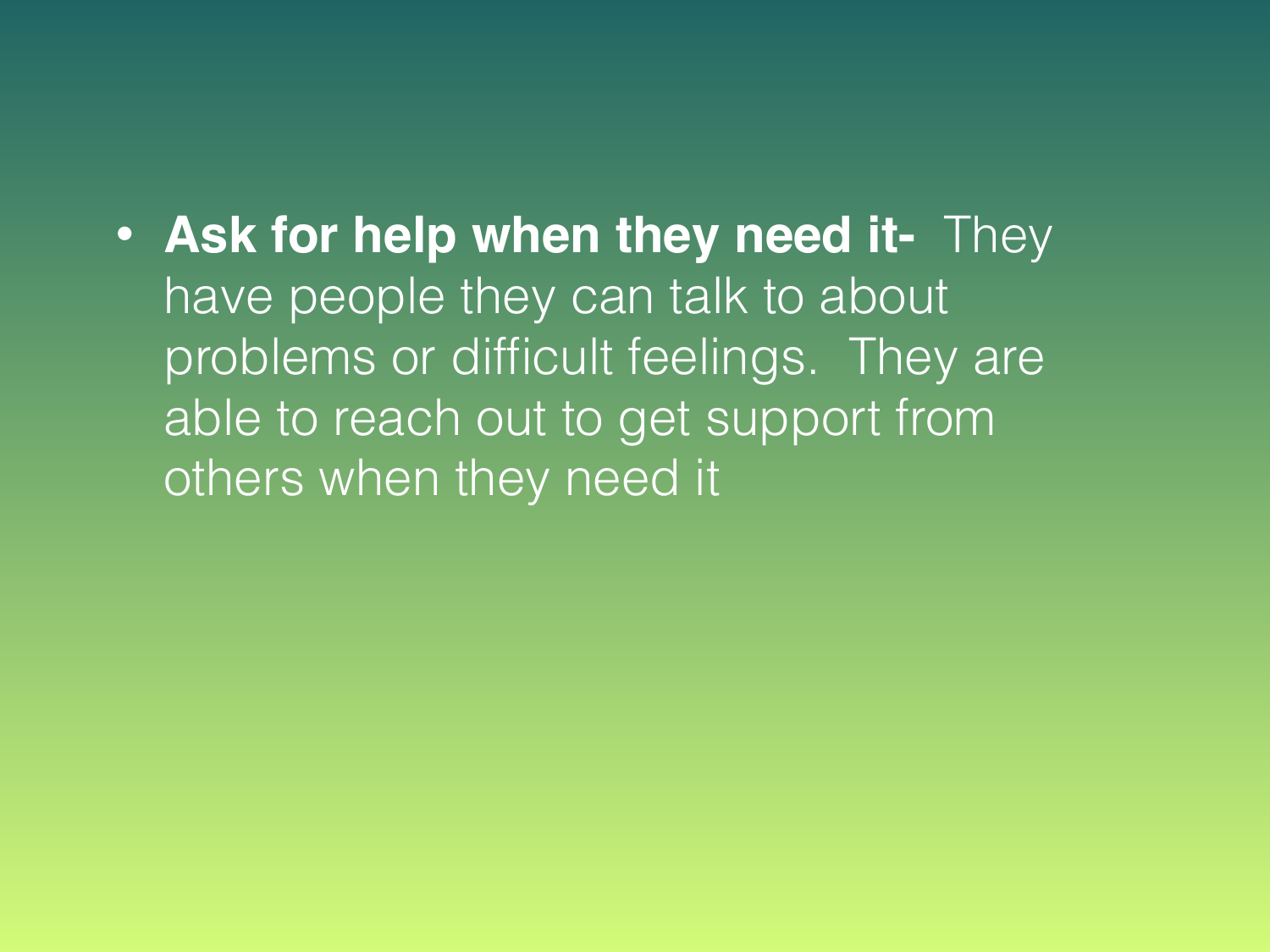- **Ask for help when they need it-** They have people they can talk to about problems or difficult feelings. They are able to reach out to get support from others when they need it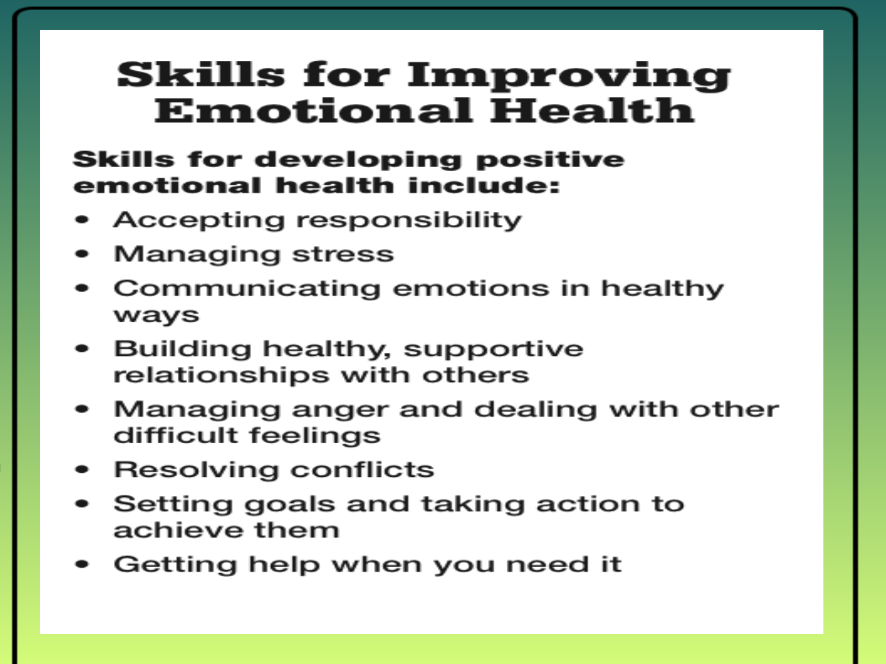# Skills for Improving Emotional Health

**Skills for developing positive emotional health include:**

- Accepting responsibility
- Managing stress
- Communicating emotions in healthy ways
- Building healthy, supportive relationships with others
- Managing anger and dealing with other difficult feelings
- Resolving conflicts
- Setting goals and taking action to achieve them
- Getting help when you need it